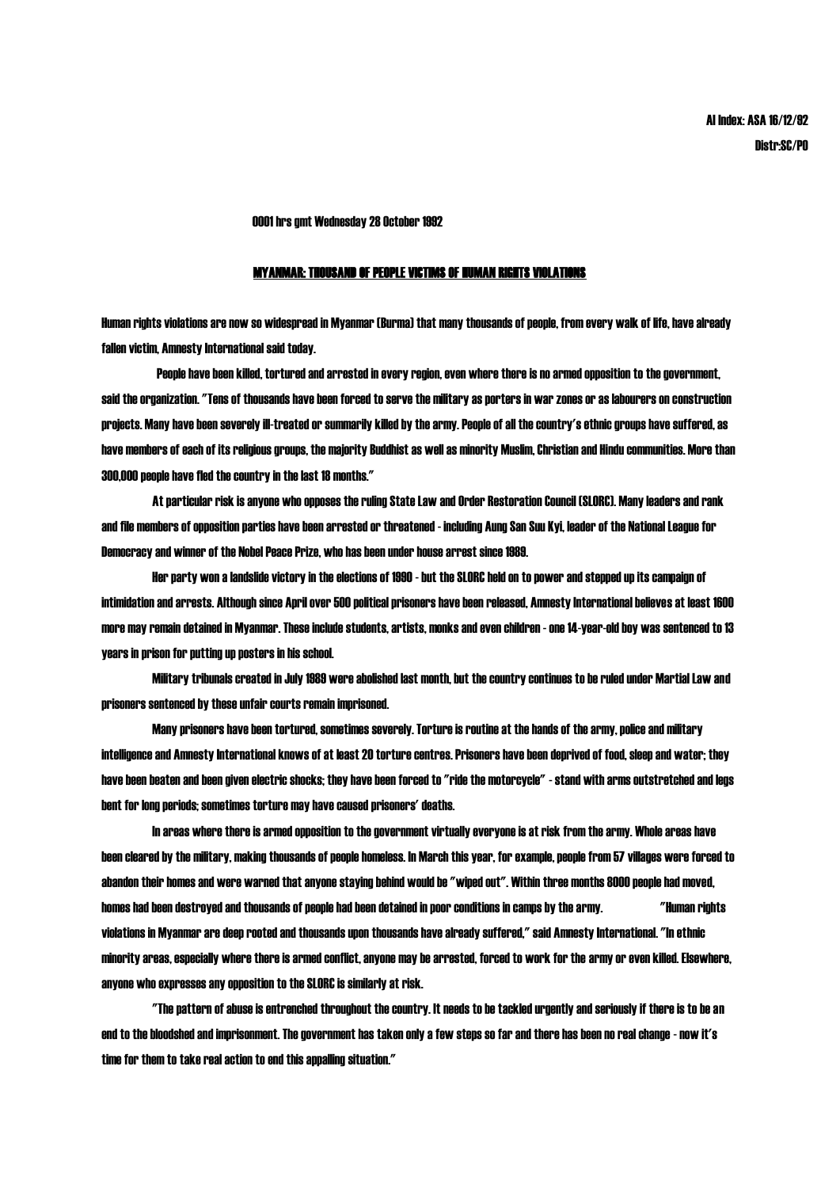AI Index: ASA 16/12/92
Distr:SC/PO

0001 hrs gmt Wednesday 28 October 1992

# MYANMAR: THOUSAND OF PEOPLE VICTIMS OF HUMAN RIGHTS VIOLATIONS

Human rights violations are now so widespread in Myanmar (Burma) that many thousands of people, from every walk of life, have already fallen victim, Amnesty International said today.

People have been killed, tortured and arrested in every region, even where there is no armed opposition to the government, said the organization. "Tens of thousands have been forced to serve the military as porters in war zones or as labourers on construction projects. Many have been severely ill-treated or summarily killed by the army. People of all the country's ethnic groups have suffered, as have members of each of its religious groups, the majority Buddhist as well as minority Muslim, Christian and Hindu communities. More than 300,000 people have fled the country in the last 18 months."

At particular risk is anyone who opposes the ruling State Law and Order Restoration Council (SLORC). Many leaders and rank and file members of opposition parties have been arrested or threatened - including Aung San Suu Kyi, leader of the National League for Democracy and winner of the Nobel Peace Prize, who has been under house arrest since 1989.

Her party won a landslide victory in the elections of 1990 - but the SLORC held on to power and stepped up its campaign of intimidation and arrests. Although since April over 500 political prisoners have been released, Amnesty International believes at least 1600 more may remain detained in Myanmar. These include students, artists, monks and even children - one 14-year-old boy was sentenced to 13 years in prison for putting up posters in his school.

Military tribunals created in July 1989 were abolished last month, but the country continues to be ruled under Martial Law and prisoners sentenced by these unfair courts remain imprisoned.

Many prisoners have been tortured, sometimes severely. Torture is routine at the hands of the army, police and military intelligence and Amnesty International knows of at least 20 torture centres. Prisoners have been deprived of food, sleep and water; they have been beaten and been given electric shocks; they have been forced to "ride the motorcycle" - stand with arms outstretched and legs bent for long periods; sometimes torture may have caused prisoners' deaths.

In areas where there is armed opposition to the government virtually everyone is at risk from the army. Whole areas have been cleared by the military, making thousands of people homeless. In March this year, for example, people from 57 villages were forced to abandon their homes and were warned that anyone staying behind would be "wiped out". Within three months 8000 people had moved, homes had been destroyed and thousands of people had been detained in poor conditions in camps by the army.

"Human rights violations in Myanmar are deep rooted and thousands upon thousands have already suffered," said Amnesty International. "In ethnic minority areas, especially where there is armed conflict, anyone may be arrested, forced to work for the army or even killed. Elsewhere, anyone who expresses any opposition to the SLORC is similarly at risk.

"The pattern of abuse is entrenched throughout the country. It needs to be tackled urgently and seriously if there is to be an end to the bloodshed and imprisonment. The government has taken only a few steps so far and there has been no real change - now it's time for them to take real action to end this appalling situation."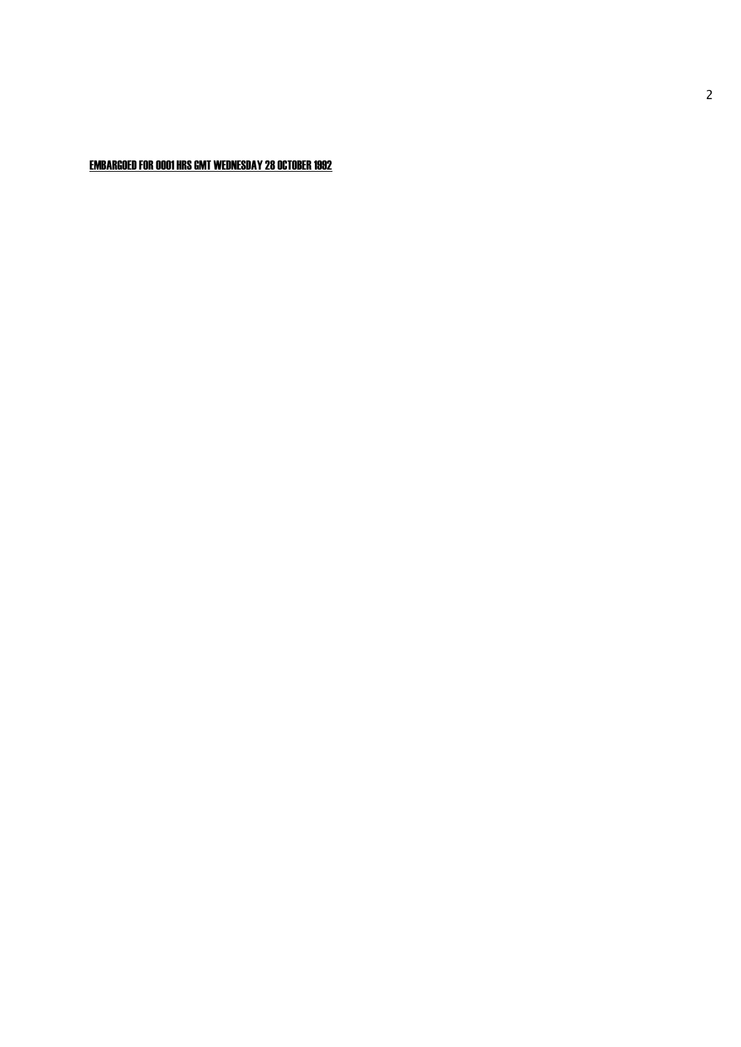<u>**EMBARGOED FOR 0001 HRS GMT WEDNESDAY 28 OCTOBER 1992**</u>